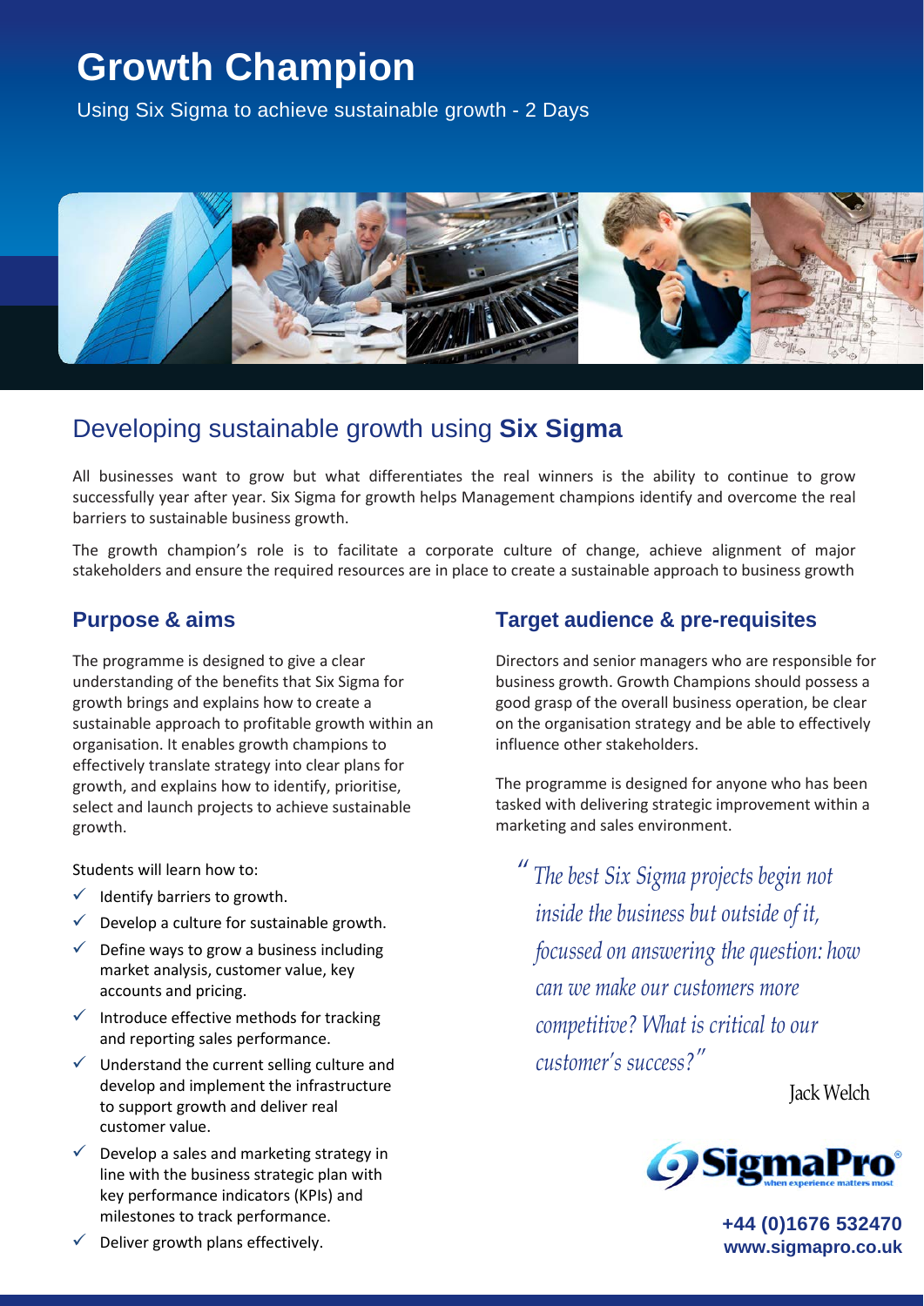# Growth Champion

Using Six Sigma to achieve sustainable growth - 2 Days

## Developing sustainable growth using **Six Sigma**

All businesses want to grow but what differentiates the real winners is the ability to continue to grow successfully year after year. Six Sigma for growth helps Management champions identify and overcome the real barriers to sustainable business growth.

The growth champion's role is to facilitate a corporate culture of change, achieve alignment of major stakeholders and ensure the required resources are in place to create a sustainable approach to business growth

### Purpose & aims

The programme is designed to give a clear understanding of the benefits that Six Sigma for growth brings and explains how to create a sustainable approach to profitable growth within an organisation. It enables growth champions to effectively translate strategy into clear plans for growth, and explains how to identify, prioritise, select and launch projects to achieve sustainable growth.

Students will learn how to:

- ✓ Identify barriers to growth.
- ✓ Develop a culture for sustainable growth.
- ✓ Define ways to grow a business including market analysis, customer value, key accounts and pricing.
- ✓ Introduce effective methods for tracking and reporting sales performance.
- ✓ Understand the current selling culture and develop and implement the infrastructure to support growth and deliver real customer value.
- ✓ Develop a sales and marketing strategy in line with the business strategic plan with key performance indicators (KPIs) and milestones to track performance.
- ✓ Deliver growth plans effectively.

### Target audience & pre-requisites

Directors and senior managers who are responsible for business growth. Growth Champions should possess a good grasp of the overall business operation, be clear on the organisation strategy and be able to effectively influence other stakeholders.

The programme is designed for anyone who has been tasked with delivering strategic improvement within a marketing and sales environment.

*"The best Six Sigma projects begin not inside the business but outside of it, focussed on answering the question: how can we make our customers more competitive? What is critical to our customer's success?"*

Jack Welch

SigmaPro — when experience matters most

**+44 (0)1676 532470**
**www.sigmapro.co.uk**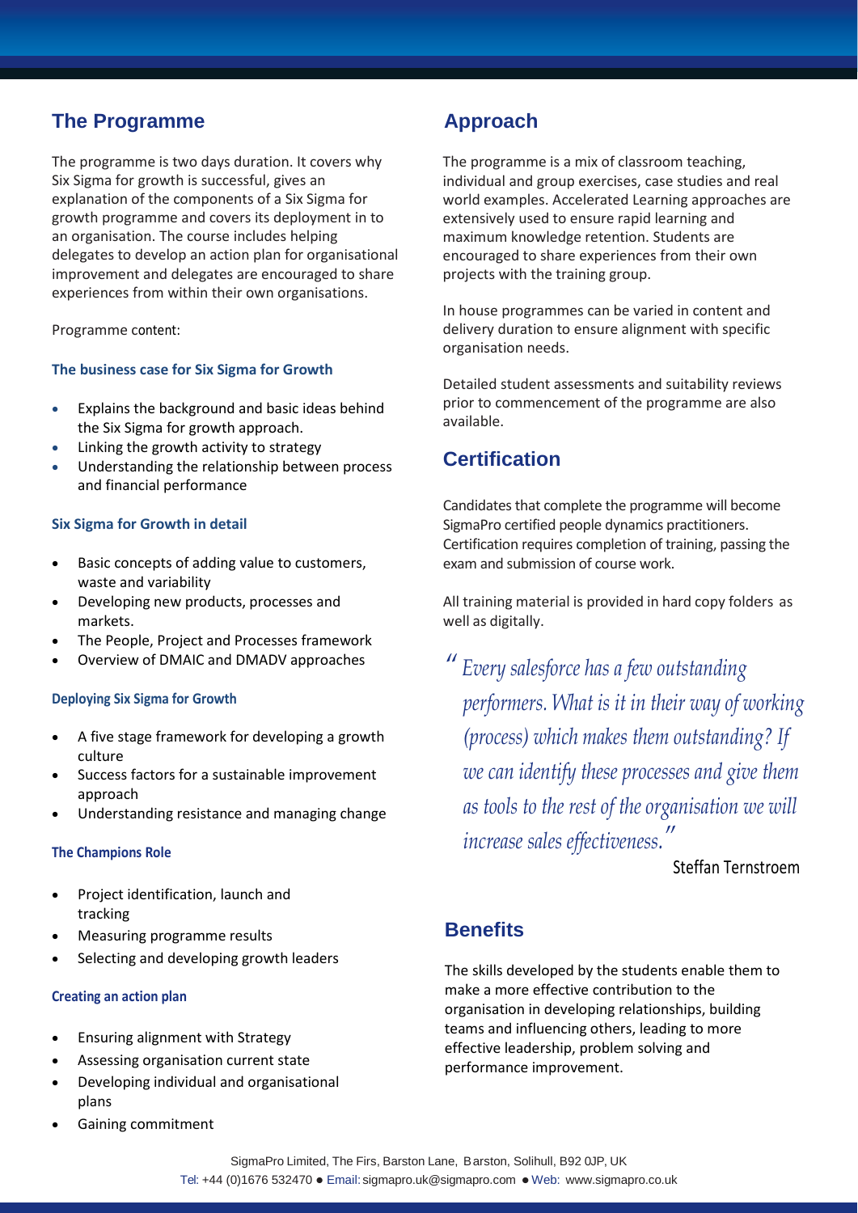## The Programme

The programme is two days duration. It covers why Six Sigma for growth is successful, gives an explanation of the components of a Six Sigma for growth programme and covers its deployment in to an organisation. The course includes helping delegates to develop an action plan for organisational improvement and delegates are encouraged to share experiences from within their own organisations.

Programme content:

### The business case for Six Sigma for Growth

- Explains the background and basic ideas behind the Six Sigma for growth approach.
- Linking the growth activity to strategy
- Understanding the relationship between process and financial performance

### Six Sigma for Growth in detail

- Basic concepts of adding value to customers, waste and variability
- Developing new products, processes and markets.
- The People, Project and Processes framework
- Overview of DMAIC and DMADV approaches

### Deploying Six Sigma for Growth

- A five stage framework for developing a growth culture
- Success factors for a sustainable improvement approach
- Understanding resistance and managing change

### The Champions Role

- Project identification, launch and tracking
- Measuring programme results
- Selecting and developing growth leaders

### Creating an action plan

- Ensuring alignment with Strategy
- Assessing organisation current state
- Developing individual and organisational plans
- Gaining commitment

## Approach

The programme is a mix of classroom teaching, individual and group exercises, case studies and real world examples. Accelerated Learning approaches are extensively used to ensure rapid learning and maximum knowledge retention. Students are encouraged to share experiences from their own projects with the training group.

In house programmes can be varied in content and delivery duration to ensure alignment with specific organisation needs.

Detailed student assessments and suitability reviews prior to commencement of the programme are also available.

## Certification

Candidates that complete the programme will become SigmaPro certified people dynamics practitioners. Certification requires completion of training, passing the exam and submission of course work.

All training material is provided in hard copy folders as well as digitally.

> *"Every salesforce has a few outstanding performers. What is it in their way of working (process) which makes them outstanding? If we can identify these processes and give them as tools to the rest of the organisation we will increase sales effectiveness."*
>
> Steffan Ternstroem

## Benefits

The skills developed by the students enable them to make a more effective contribution to the organisation in developing relationships, building teams and influencing others, leading to more effective leadership, problem solving and performance improvement.

SigmaPro Limited, The Firs, Barston Lane, Barston, Solihull, B92 0JP, UK

Tel: +44 (0)1676 532470 ● Email: sigmapro.uk@sigmapro.com ● Web: www.sigmapro.co.uk